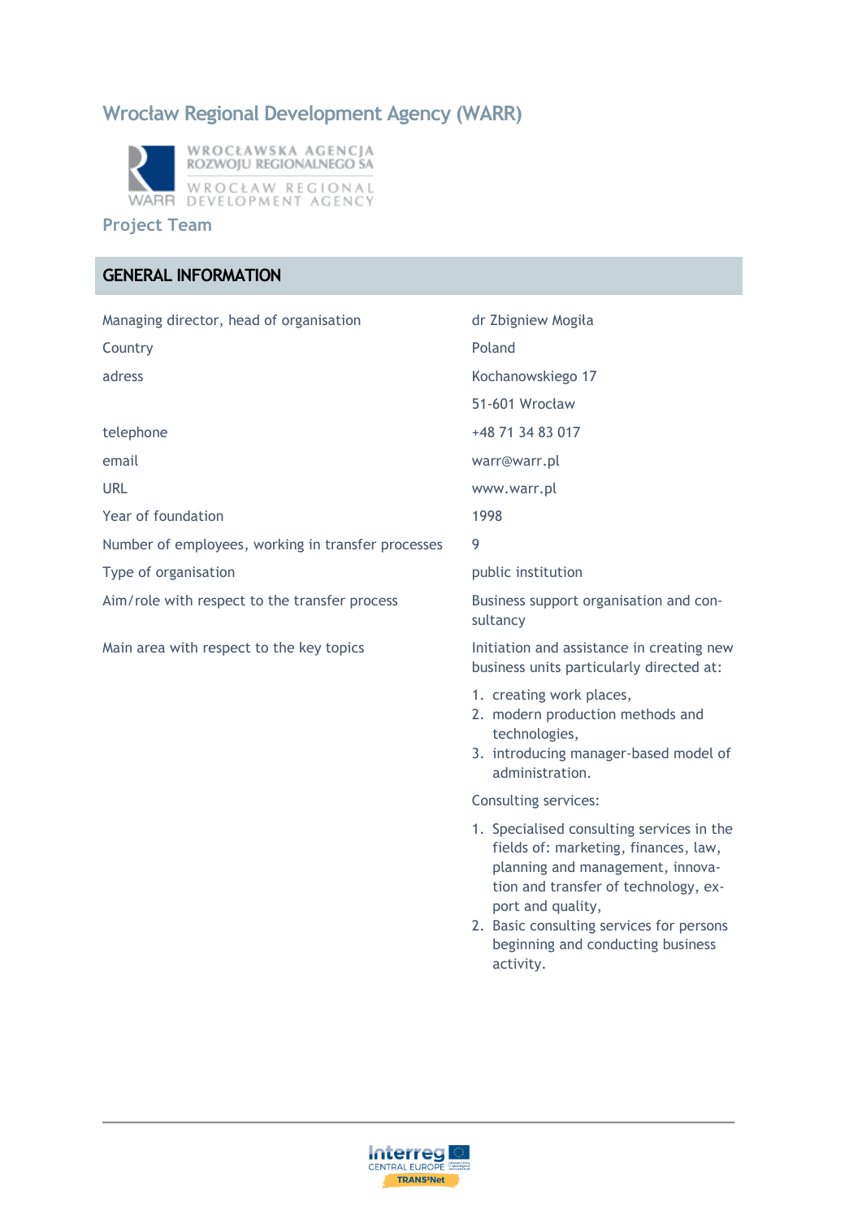# Wrocław Regional Development Agency (WARR)

## Project Team

## GENERAL INFORMATION

| | |
|---|---|
| Managing director, head of organisation | dr Zbigniew Mogiła |
| Country | Poland |
| adress | Kochanowskiego 17<br>51-601 Wrocław |
| telephone | +48 71 34 83 017 |
| email | warr@warr.pl |
| URL | www.warr.pl |
| Year of foundation | 1998 |
| Number of employees, working in transfer processes | 9 |
| Type of organisation | public institution |
| Aim/role with respect to the transfer process | Business support organisation and consultancy |
| Main area with respect to the key topics | Initiation and assistance in creating new business units particularly directed at:<br>1. creating work places,<br>2. modern production methods and technologies,<br>3. introducing manager-based model of administration.<br>Consulting services:<br>1. Specialised consulting services in the fields of: marketing, finances, law, planning and management, innovation and transfer of technology, export and quality,<br>2. Basic consulting services for persons beginning and conducting business activity. |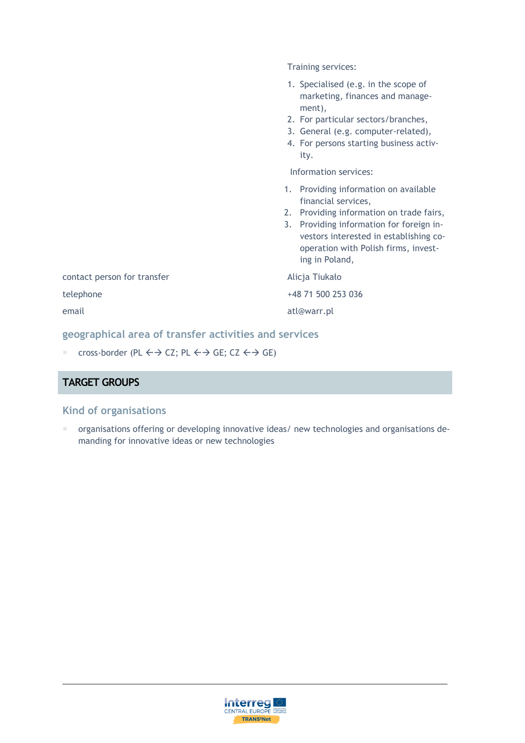| | |
|---|---|
| | Training services:<br>1. Specialised (e.g. in the scope of marketing, finances and management),<br>2. For particular sectors/branches,<br>3. General (e.g. computer-related),<br>4. For persons starting business activity.<br>Information services:<br>1. Providing information on available financial services,<br>2. Providing information on trade fairs,<br>3. Providing information for foreign investors interested in establishing cooperation with Polish firms, investing in Poland, |
| contact person for transfer | Alicja Tiukało |
| telephone | +48 71 500 253 036 |
| email | atl@warr.pl |

### geographical area of transfer activities and services

- cross-border (PL <-> CZ; PL <-> GE; CZ <-> GE)

## TARGET GROUPS

### Kind of organisations

- organisations offering or developing innovative ideas/ new technologies and organisations demanding for innovative ideas or new technologies